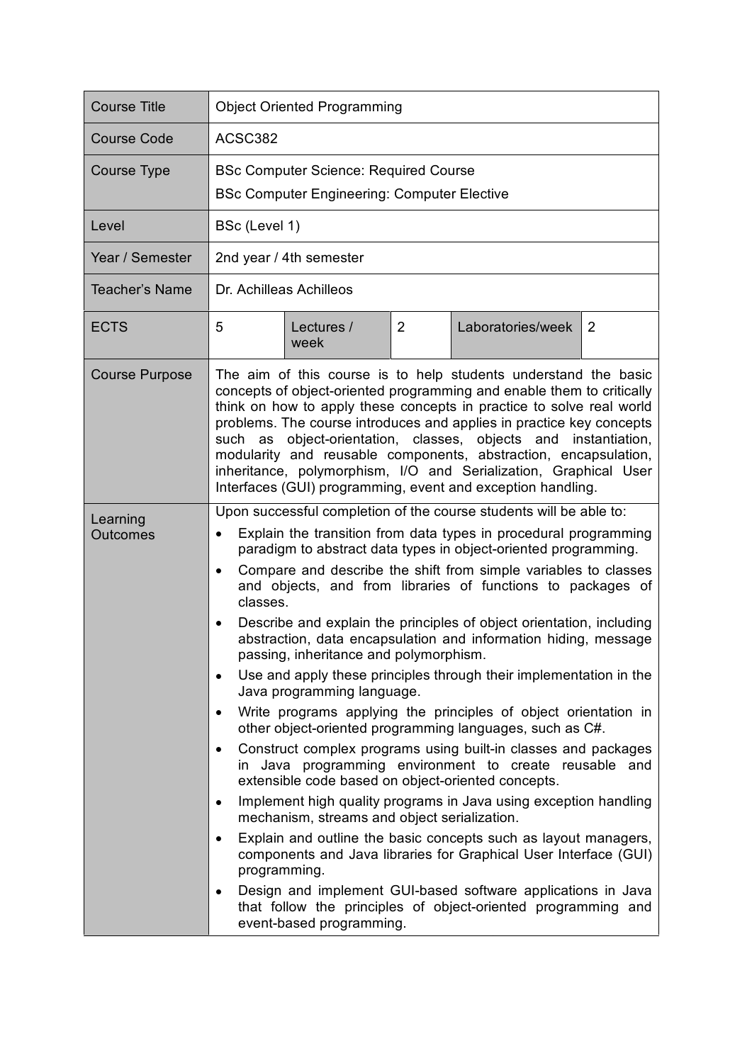| | | | | | |
|---|---|---|---|---|---|
| Course Title | Object Oriented Programming | | | | |
| Course Code | ACSC382 | | | | |
| Course Type | BSc Computer Science: Required Course<br>BSc Computer Engineering: Computer Elective | | | | |
| Level | BSc (Level 1) | | | | |
| Year / Semester | 2nd year / 4th semester | | | | |
| Teacher's Name | Dr. Achilleas Achilleos | | | | |
| ECTS | 5 | Lectures / week | 2 | Laboratories/week | 2 |
| Course Purpose | The aim of this course is to help students understand the basic concepts of object-oriented programming and enable them to critically think on how to apply these concepts in practice to solve real world problems. The course introduces and applies in practice key concepts such as object-orientation, classes, objects and instantiation, modularity and reusable components, abstraction, encapsulation, inheritance, polymorphism, I/O and Serialization, Graphical User Interfaces (GUI) programming, event and exception handling. | | | | |
| Learning Outcomes | Upon successful completion of the course students will be able to:<br>• Explain the transition from data types in procedural programming paradigm to abstract data types in object-oriented programming.<br>• Compare and describe the shift from simple variables to classes and objects, and from libraries of functions to packages of classes.<br>• Describe and explain the principles of object orientation, including abstraction, data encapsulation and information hiding, message passing, inheritance and polymorphism.<br>• Use and apply these principles through their implementation in the Java programming language.<br>• Write programs applying the principles of object orientation in other object-oriented programming languages, such as C#.<br>• Construct complex programs using built-in classes and packages in Java programming environment to create reusable and extensible code based on object-oriented concepts.<br>• Implement high quality programs in Java using exception handling mechanism, streams and object serialization.<br>• Explain and outline the basic concepts such as layout managers, components and Java libraries for Graphical User Interface (GUI) programming.<br>• Design and implement GUI-based software applications in Java that follow the principles of object-oriented programming and event-based programming. | | | | |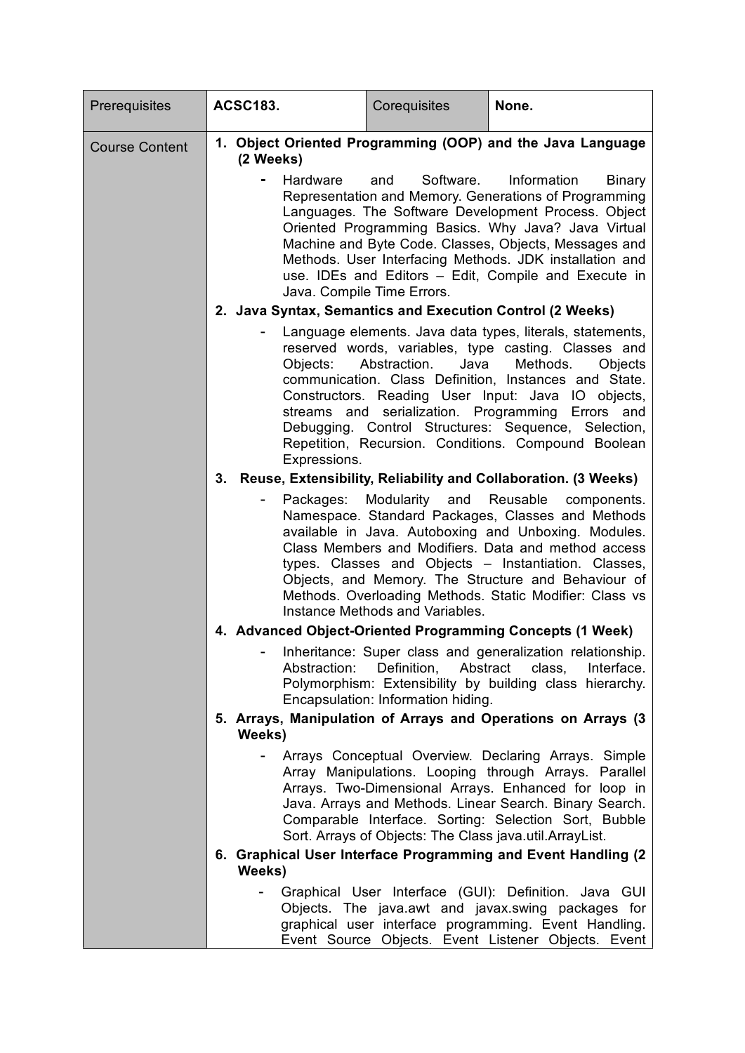| | | | |
|---|---|---|---|
| Prerequisites | **ACSC183.** | Corequisites | **None.** |
| Course Content | **1. Object Oriented Programming (OOP) and the Java Language (2 Weeks)**<br>- Hardware and Software. Information Binary Representation and Memory. Generations of Programming Languages. The Software Development Process. Object Oriented Programming Basics. Why Java? Java Virtual Machine and Byte Code. Classes, Objects, Messages and Methods. User Interfacing Methods. JDK installation and use. IDEs and Editors – Edit, Compile and Execute in Java. Compile Time Errors.<br>**2. Java Syntax, Semantics and Execution Control (2 Weeks)**<br>- Language elements. Java data types, literals, statements, reserved words, variables, type casting. Classes and Objects: Abstraction. Java Methods. Objects communication. Class Definition, Instances and State. Constructors. Reading User Input: Java IO objects, streams and serialization. Programming Errors and Debugging. Control Structures: Sequence, Selection, Repetition, Recursion. Conditions. Compound Boolean Expressions.<br>**3. Reuse, Extensibility, Reliability and Collaboration. (3 Weeks)**<br>- Packages: Modularity and Reusable components. Namespace. Standard Packages, Classes and Methods available in Java. Autoboxing and Unboxing. Modules. Class Members and Modifiers. Data and method access types. Classes and Objects – Instantiation. Classes, Objects, and Memory. The Structure and Behaviour of Methods. Overloading Methods. Static Modifier: Class vs Instance Methods and Variables.<br>**4. Advanced Object-Oriented Programming Concepts (1 Week)**<br>- Inheritance: Super class and generalization relationship. Abstraction: Definition, Abstract class, Interface. Polymorphism: Extensibility by building class hierarchy. Encapsulation: Information hiding.<br>**5. Arrays, Manipulation of Arrays and Operations on Arrays (3 Weeks)**<br>- Arrays Conceptual Overview. Declaring Arrays. Simple Array Manipulations. Looping through Arrays. Parallel Arrays. Two-Dimensional Arrays. Enhanced for loop in Java. Arrays and Methods. Linear Search. Binary Search. Comparable Interface. Sorting: Selection Sort, Bubble Sort. Arrays of Objects: The Class java.util.ArrayList.<br>**6. Graphical User Interface Programming and Event Handling (2 Weeks)**<br>- Graphical User Interface (GUI): Definition. Java GUI Objects. The java.awt and javax.swing packages for graphical user interface programming. Event Handling. Event Source Objects. Event Listener Objects. Event | | |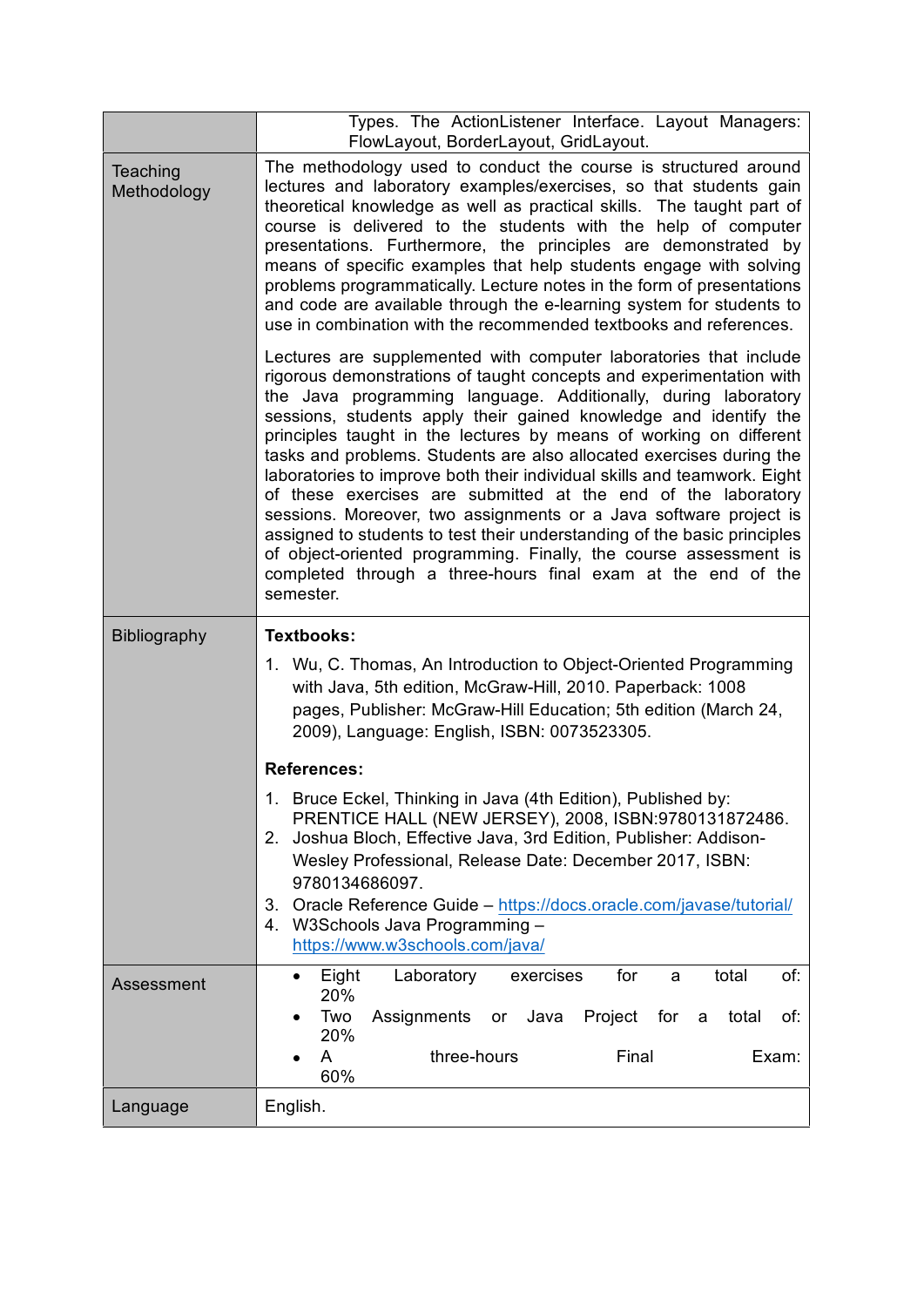| | |
|---|---|
| | Types. The ActionListener Interface. Layout Managers: FlowLayout, BorderLayout, GridLayout. |
| Teaching Methodology | The methodology used to conduct the course is structured around lectures and laboratory examples/exercises, so that students gain theoretical knowledge as well as practical skills. The taught part of course is delivered to the students with the help of computer presentations. Furthermore, the principles are demonstrated by means of specific examples that help students engage with solving problems programmatically. Lecture notes in the form of presentations and code are available through the e-learning system for students to use in combination with the recommended textbooks and references.<br><br>Lectures are supplemented with computer laboratories that include rigorous demonstrations of taught concepts and experimentation with the Java programming language. Additionally, during laboratory sessions, students apply their gained knowledge and identify the principles taught in the lectures by means of working on different tasks and problems. Students are also allocated exercises during the laboratories to improve both their individual skills and teamwork. Eight of these exercises are submitted at the end of the laboratory sessions. Moreover, two assignments or a Java software project is assigned to students to test their understanding of the basic principles of object-oriented programming. Finally, the course assessment is completed through a three-hours final exam at the end of the semester. |
| Bibliography | **Textbooks:**<br>1. Wu, C. Thomas, An Introduction to Object-Oriented Programming with Java, 5th edition, McGraw-Hill, 2010. Paperback: 1008 pages, Publisher: McGraw-Hill Education; 5th edition (March 24, 2009), Language: English, ISBN: 0073523305.<br><br>**References:**<br>1. Bruce Eckel, Thinking in Java (4th Edition), Published by: PRENTICE HALL (NEW JERSEY), 2008, ISBN:9780131872486.<br>2. Joshua Bloch, Effective Java, 3rd Edition, Publisher: Addison-Wesley Professional, Release Date: December 2017, ISBN: 9780134686097.<br>3. Oracle Reference Guide – https://docs.oracle.com/javase/tutorial/<br>4. W3Schools Java Programming – https://www.w3schools.com/java/ |
| Assessment | • Eight Laboratory exercises for a total of: 20%<br>• Two Assignments or Java Project for a total of: 20%<br>• A three-hours Final Exam: 60% |
| Language | English. |